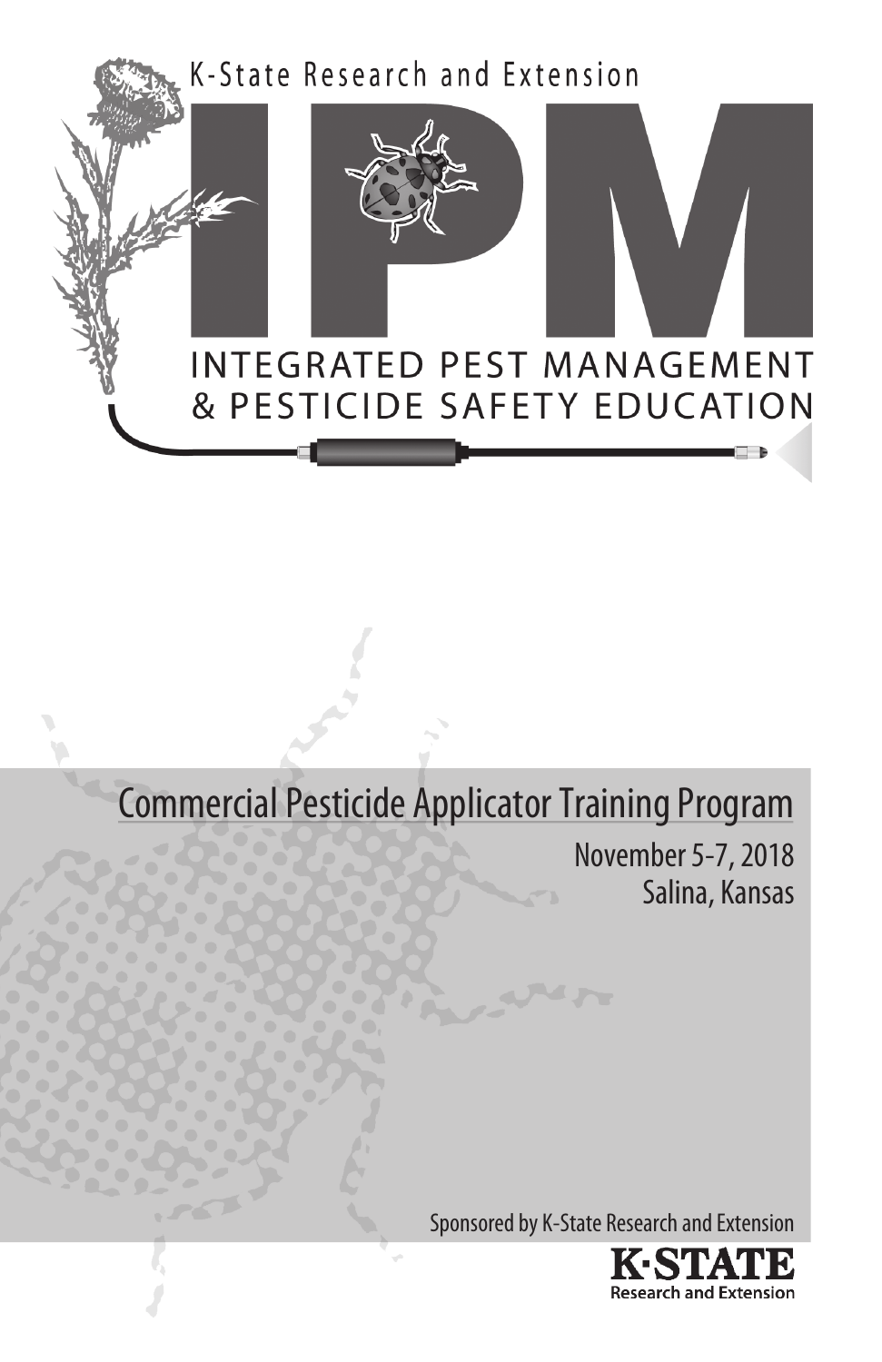K-State Research and Extension

# IPM

INTEGRATED PEST MANAGEMENT
& PESTICIDE SAFETY EDUCATION

## Commercial Pesticide Applicator Training Program

November 5-7, 2018
Salina, Kansas

Sponsored by K-State Research and Extension

K·STATE
Research and Extension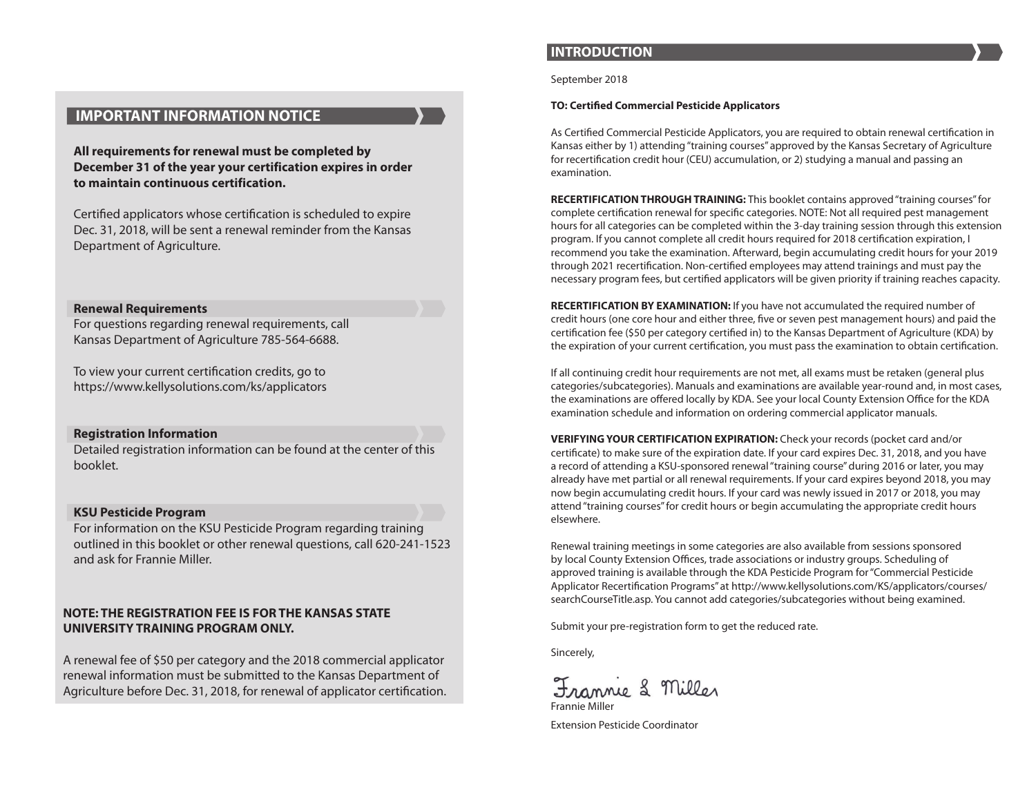## IMPORTANT INFORMATION NOTICE

**All requirements for renewal must be completed by December 31 of the year your certification expires in order to maintain continuous certification.**

Certified applicators whose certification is scheduled to expire Dec. 31, 2018, will be sent a renewal reminder from the Kansas Department of Agriculture.

### Renewal Requirements

For questions regarding renewal requirements, call Kansas Department of Agriculture 785-564-6688.

To view your current certification credits, go to https://www.kellysolutions.com/ks/applicators

### Registration Information

Detailed registration information can be found at the center of this booklet.

### KSU Pesticide Program

For information on the KSU Pesticide Program regarding training outlined in this booklet or other renewal questions, call 620-241-1523 and ask for Frannie Miller.

**NOTE: THE REGISTRATION FEE IS FOR THE KANSAS STATE UNIVERSITY TRAINING PROGRAM ONLY.**

A renewal fee of $50 per category and the 2018 commercial applicator renewal information must be submitted to the Kansas Department of Agriculture before Dec. 31, 2018, for renewal of applicator certification.

## INTRODUCTION

September 2018

**TO: Certified Commercial Pesticide Applicators**

As Certified Commercial Pesticide Applicators, you are required to obtain renewal certification in Kansas either by 1) attending "training courses" approved by the Kansas Secretary of Agriculture for recertification credit hour (CEU) accumulation, or 2) studying a manual and passing an examination.

**RECERTIFICATION THROUGH TRAINING:** This booklet contains approved "training courses" for complete certification renewal for specific categories. NOTE: Not all required pest management hours for all categories can be completed within the 3-day training session through this extension program. If you cannot complete all credit hours required for 2018 certification expiration, I recommend you take the examination. Afterward, begin accumulating credit hours for your 2019 through 2021 recertification. Non-certified employees may attend trainings and must pay the necessary program fees, but certified applicators will be given priority if training reaches capacity.

**RECERTIFICATION BY EXAMINATION:** If you have not accumulated the required number of credit hours (one core hour and either three, five or seven pest management hours) and paid the certification fee ($50 per category certified in) to the Kansas Department of Agriculture (KDA) by the expiration of your current certification, you must pass the examination to obtain certification.

If all continuing credit hour requirements are not met, all exams must be retaken (general plus categories/subcategories). Manuals and examinations are available year-round and, in most cases, the examinations are offered locally by KDA. See your local County Extension Office for the KDA examination schedule and information on ordering commercial applicator manuals.

**VERIFYING YOUR CERTIFICATION EXPIRATION:** Check your records (pocket card and/or certificate) to make sure of the expiration date. If your card expires Dec. 31, 2018, and you have a record of attending a KSU-sponsored renewal "training course" during 2016 or later, you may already have met partial or all renewal requirements. If your card expires beyond 2018, you may now begin accumulating credit hours. If your card was newly issued in 2017 or 2018, you may attend "training courses" for credit hours or begin accumulating the appropriate credit hours elsewhere.

Renewal training meetings in some categories are also available from sessions sponsored by local County Extension Offices, trade associations or industry groups. Scheduling of approved training is available through the KDA Pesticide Program for "Commercial Pesticide Applicator Recertification Programs" at http://www.kellysolutions.com/KS/applicators/courses/searchCourseTitle.asp. You cannot add categories/subcategories without being examined.

Submit your pre-registration form to get the reduced rate.

Sincerely,

Frannie L Miller

Frannie Miller

Extension Pesticide Coordinator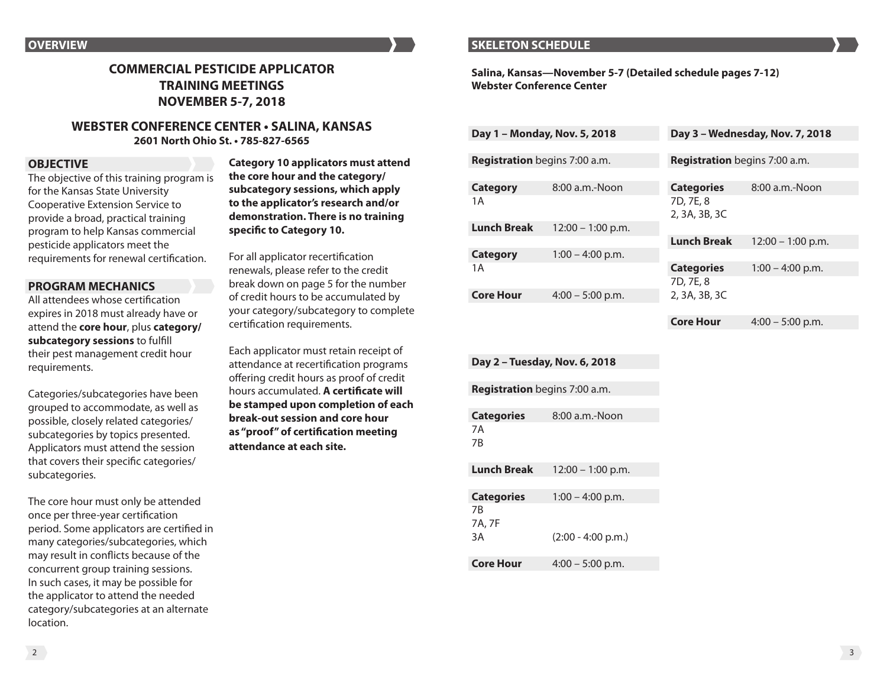## OVERVIEW

# COMMERCIAL PESTICIDE APPLICATOR TRAINING MEETINGS NOVEMBER 5-7, 2018

## WEBSTER CONFERENCE CENTER • SALINA, KANSAS

**2601 North Ohio St. • 785-827-6565**

### OBJECTIVE

The objective of this training program is for the Kansas State University Cooperative Extension Service to provide a broad, practical training program to help Kansas commercial pesticide applicators meet the requirements for renewal certification.

### PROGRAM MECHANICS

All attendees whose certification expires in 2018 must already have or attend the **core hour**, plus **category/ subcategory sessions** to fulfill their pest management credit hour requirements.

Categories/subcategories have been grouped to accommodate, as well as possible, closely related categories/ subcategories by topics presented. Applicators must attend the session that covers their specific categories/ subcategories.

The core hour must only be attended once per three-year certification period. Some applicators are certified in many categories/subcategories, which may result in conflicts because of the concurrent group training sessions. In such cases, it may be possible for the applicator to attend the needed category/subcategories at an alternate location.

**Category 10 applicators must attend the core hour and the category/ subcategory sessions, which apply to the applicator's research and/or demonstration. There is no training specific to Category 10.**

For all applicator recertification renewals, please refer to the credit break down on page 5 for the number of credit hours to be accumulated by your category/subcategory to complete certification requirements.

Each applicator must retain receipt of attendance at recertification programs offering credit hours as proof of credit hours accumulated. **A certificate will be stamped upon completion of each break-out session and core hour as "proof" of certification meeting attendance at each site.**

## SKELETON SCHEDULE

**Salina, Kansas—November 5-7 (Detailed schedule pages 7-12)**
**Webster Conference Center**

### Day 1 – Monday, Nov. 5, 2018

**Registration** begins 7:00 a.m.

| | |
|---|---|
| **Category** 1A | 8:00 a.m.-Noon |
| **Lunch Break** | 12:00 – 1:00 p.m. |
| **Category** 1A | 1:00 – 4:00 p.m. |
| **Core Hour** | 4:00 – 5:00 p.m. |

### Day 2 – Tuesday, Nov. 6, 2018

**Registration** begins 7:00 a.m.

| | |
|---|---|
| **Categories** 7A, 7B | 8:00 a.m.-Noon |
| **Lunch Break** | 12:00 – 1:00 p.m. |
| **Categories** 7B; 7A, 7F | 1:00 – 4:00 p.m. |
| 3A | (2:00 - 4:00 p.m.) |
| **Core Hour** | 4:00 – 5:00 p.m. |

### Day 3 – Wednesday, Nov. 7, 2018

**Registration** begins 7:00 a.m.

| | |
|---|---|
| **Categories** 7D, 7E, 8; 2, 3A, 3B, 3C | 8:00 a.m.-Noon |
| **Lunch Break** | 12:00 – 1:00 p.m. |
| **Categories** 7D, 7E, 8; 2, 3A, 3B, 3C | 1:00 – 4:00 p.m. |
| **Core Hour** | 4:00 – 5:00 p.m. |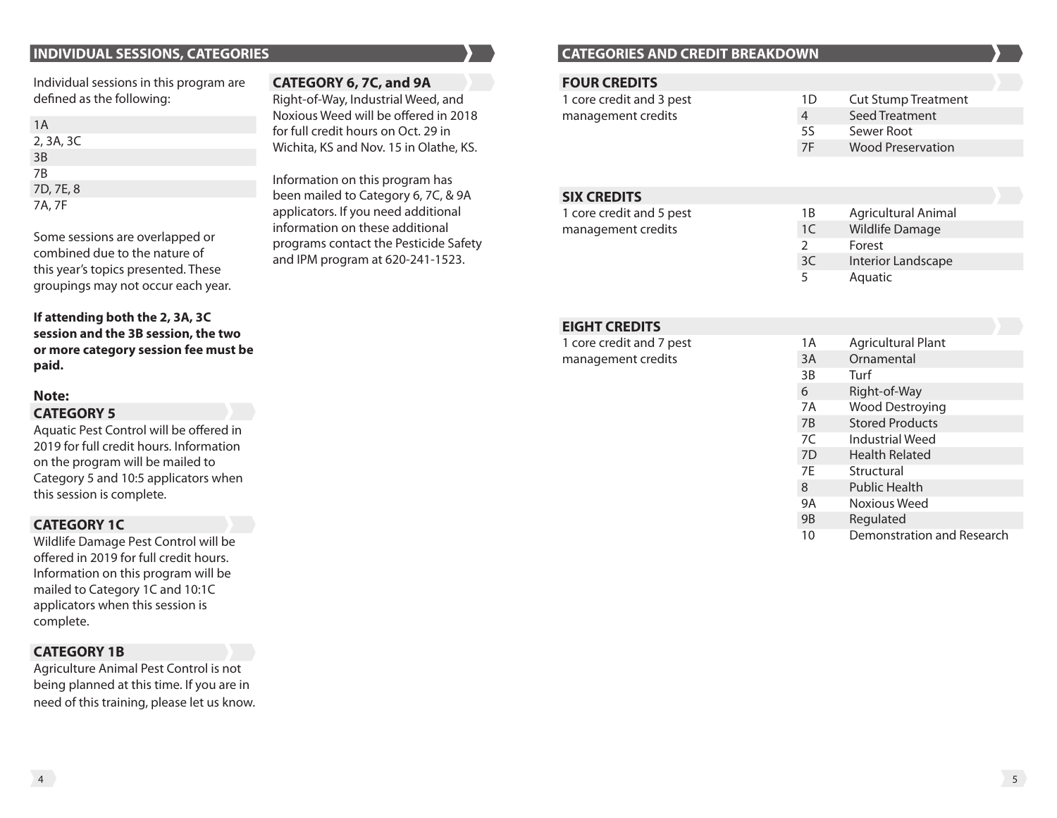## INDIVIDUAL SESSIONS, CATEGORIES

Individual sessions in this program are defined as the following:

- 1A
- 2, 3A, 3C
- 3B
- 7B
- 7D, 7E, 8
- 7A, 7F

Some sessions are overlapped or combined due to the nature of this year's topics presented. These groupings may not occur each year.

**If attending both the 2, 3A, 3C session and the 3B session, the two or more category session fee must be paid.**

**Note:**

### CATEGORY 5

Aquatic Pest Control will be offered in 2019 for full credit hours. Information on the program will be mailed to Category 5 and 10:5 applicators when this session is complete.

### CATEGORY 1C

Wildlife Damage Pest Control will be offered in 2019 for full credit hours. Information on this program will be mailed to Category 1C and 10:1C applicators when this session is complete.

### CATEGORY 1B

Agriculture Animal Pest Control is not being planned at this time. If you are in need of this training, please let us know.

### CATEGORY 6, 7C, and 9A

Right-of-Way, Industrial Weed, and Noxious Weed will be offered in 2018 for full credit hours on Oct. 29 in Wichita, KS and Nov. 15 in Olathe, KS.

Information on this program has been mailed to Category 6, 7C, & 9A applicators. If you need additional information on these additional programs contact the Pesticide Safety and IPM program at 620-241-1523.

## CATEGORIES AND CREDIT BREAKDOWN

### FOUR CREDITS

1 core credit and 3 pest management credits

| | |
|---|---|
| 1D | Cut Stump Treatment |
| 4 | Seed Treatment |
| 5S | Sewer Root |
| 7F | Wood Preservation |

### SIX CREDITS

1 core credit and 5 pest management credits

| | |
|---|---|
| 1B | Agricultural Animal |
| 1C | Wildlife Damage |
| 2 | Forest |
| 3C | Interior Landscape |
| 5 | Aquatic |

### EIGHT CREDITS

1 core credit and 7 pest management credits

| | |
|---|---|
| 1A | Agricultural Plant |
| 3A | Ornamental |
| 3B | Turf |
| 6 | Right-of-Way |
| 7A | Wood Destroying |
| 7B | Stored Products |
| 7C | Industrial Weed |
| 7D | Health Related |
| 7E | Structural |
| 8 | Public Health |
| 9A | Noxious Weed |
| 9B | Regulated |
| 10 | Demonstration and Research |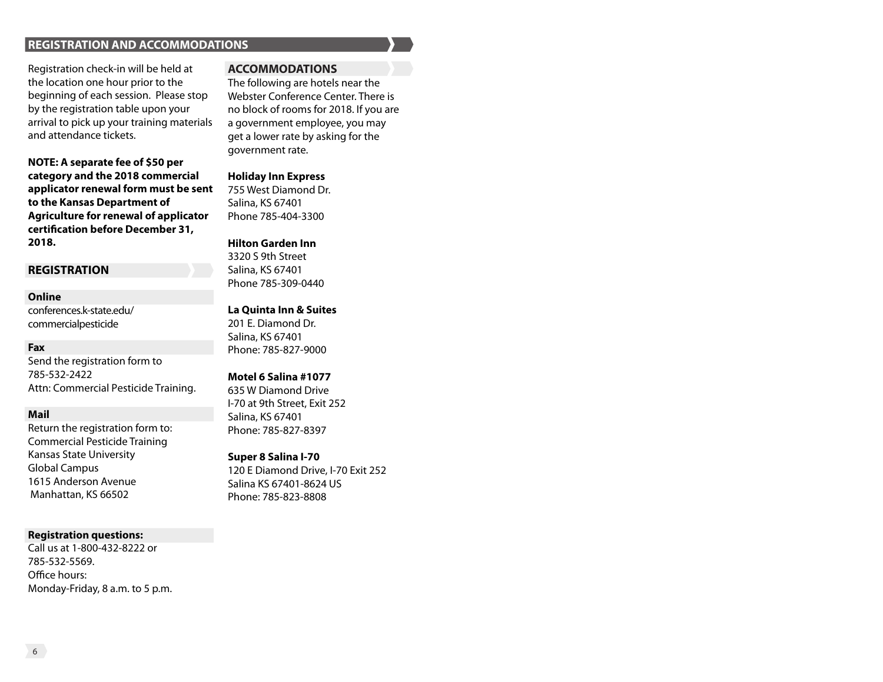## REGISTRATION AND ACCOMMODATIONS

Registration check-in will be held at the location one hour prior to the beginning of each session. Please stop by the registration table upon your arrival to pick up your training materials and attendance tickets.

**NOTE: A separate fee of $50 per category and the 2018 commercial applicator renewal form must be sent to the Kansas Department of Agriculture for renewal of applicator certification before December 31, 2018.**

### REGISTRATION

#### Online

conferences.k-state.edu/commercialpesticide

#### Fax

Send the registration form to 785-532-2422
Attn: Commercial Pesticide Training.

#### Mail

Return the registration form to:
Commercial Pesticide Training
Kansas State University
Global Campus
1615 Anderson Avenue
Manhattan, KS 66502

#### Registration questions:

Call us at 1-800-432-8222 or 785-532-5569.
Office hours:
Monday-Friday, 8 a.m. to 5 p.m.

### ACCOMMODATIONS

The following are hotels near the Webster Conference Center. There is no block of rooms for 2018. If you are a government employee, you may get a lower rate by asking for the government rate.

**Holiday Inn Express**
755 West Diamond Dr.
Salina, KS 67401
Phone 785-404-3300

**Hilton Garden Inn**
3320 S 9th Street
Salina, KS 67401
Phone 785-309-0440

**La Quinta Inn & Suites**
201 E. Diamond Dr.
Salina, KS 67401
Phone: 785-827-9000

**Motel 6 Salina #1077**
635 W Diamond Drive
I-70 at 9th Street, Exit 252
Salina, KS 67401
Phone: 785-827-8397

**Super 8 Salina I-70**
120 E Diamond Drive, I-70 Exit 252
Salina KS 67401-8624 US
Phone: 785-823-8808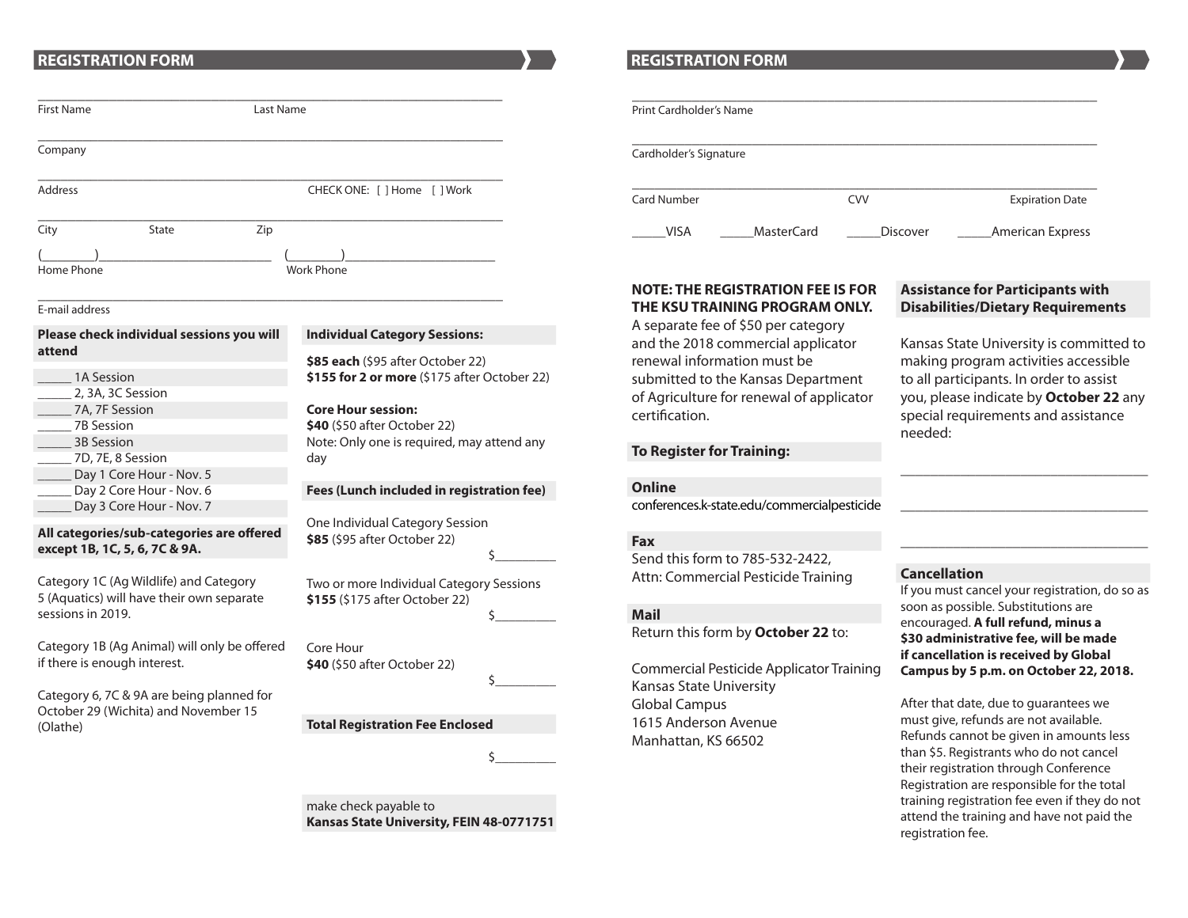## REGISTRATION FORM

First Name _______________ Last Name _______________

Company _______________

Address _______________ CHECK ONE: [ ] Home [ ] Work

City _______________ State _______________ Zip _______________

(________)_______________ Home Phone

(________)_______________ Work Phone

E-mail address _______________

**Please check individual sessions you will attend**

_____ 1A Session
_____ 2, 3A, 3C Session
_____ 7A, 7F Session
_____ 7B Session
_____ 3B Session
_____ 7D, 7E, 8 Session
_____ Day 1 Core Hour - Nov. 5
_____ Day 2 Core Hour - Nov. 6
_____ Day 3 Core Hour - Nov. 7

**All categories/sub-categories are offered except 1B, 1C, 5, 6, 7C & 9A.**

Category 1C (Ag Wildlife) and Category 5 (Aquatics) will have their own separate sessions in 2019.

Category 1B (Ag Animal) will only be offered if there is enough interest.

Category 6, 7C & 9A are being planned for October 29 (Wichita) and November 15 (Olathe)

**Individual Category Sessions:**

**$85 each** ($95 after October 22)
**$155 for 2 or more** ($175 after October 22)

**Core Hour session:**
**$40** ($50 after October 22)
Note: Only one is required, may attend any day

**Fees (Lunch included in registration fee)**

One Individual Category Session
**$85** ($95 after October 22) $_________

Two or more Individual Category Sessions
**$155** ($175 after October 22) $_________

Core Hour
**$40** ($50 after October 22) $_________

**Total Registration Fee Enclosed** $_________

make check payable to
**Kansas State University, FEIN 48-0771751**

## REGISTRATION FORM

Print Cardholder's Name _______________

Cardholder's Signature _______________

Card Number _______________ CVV _______________ Expiration Date _______________

_____VISA _____MasterCard _____Discover _____American Express

**NOTE: THE REGISTRATION FEE IS FOR THE KSU TRAINING PROGRAM ONLY.** A separate fee of $50 per category and the 2018 commercial applicator renewal information must be submitted to the Kansas Department of Agriculture for renewal of applicator certification.

**To Register for Training:**

**Online**
conferences.k-state.edu/commercialpesticide

**Fax**
Send this form to 785-532-2422, Attn: Commercial Pesticide Training

**Mail**
Return this form by **October 22** to:

Commercial Pesticide Applicator Training
Kansas State University
Global Campus
1615 Anderson Avenue
Manhattan, KS 66502

**Assistance for Participants with Disabilities/Dietary Requirements**

Kansas State University is committed to making program activities accessible to all participants. In order to assist you, please indicate by **October 22** any special requirements and assistance needed:

_______________

_______________

_______________

**Cancellation**

If you must cancel your registration, do so as soon as possible. Substitutions are encouraged. **A full refund, minus a $30 administrative fee, will be made if cancellation is received by Global Campus by 5 p.m. on October 22, 2018.**

After that date, due to guarantees we must give, refunds are not available. Refunds cannot be given in amounts less than $5. Registrants who do not cancel their registration through Conference Registration are responsible for the total training registration fee even if they do not attend the training and have not paid the registration fee.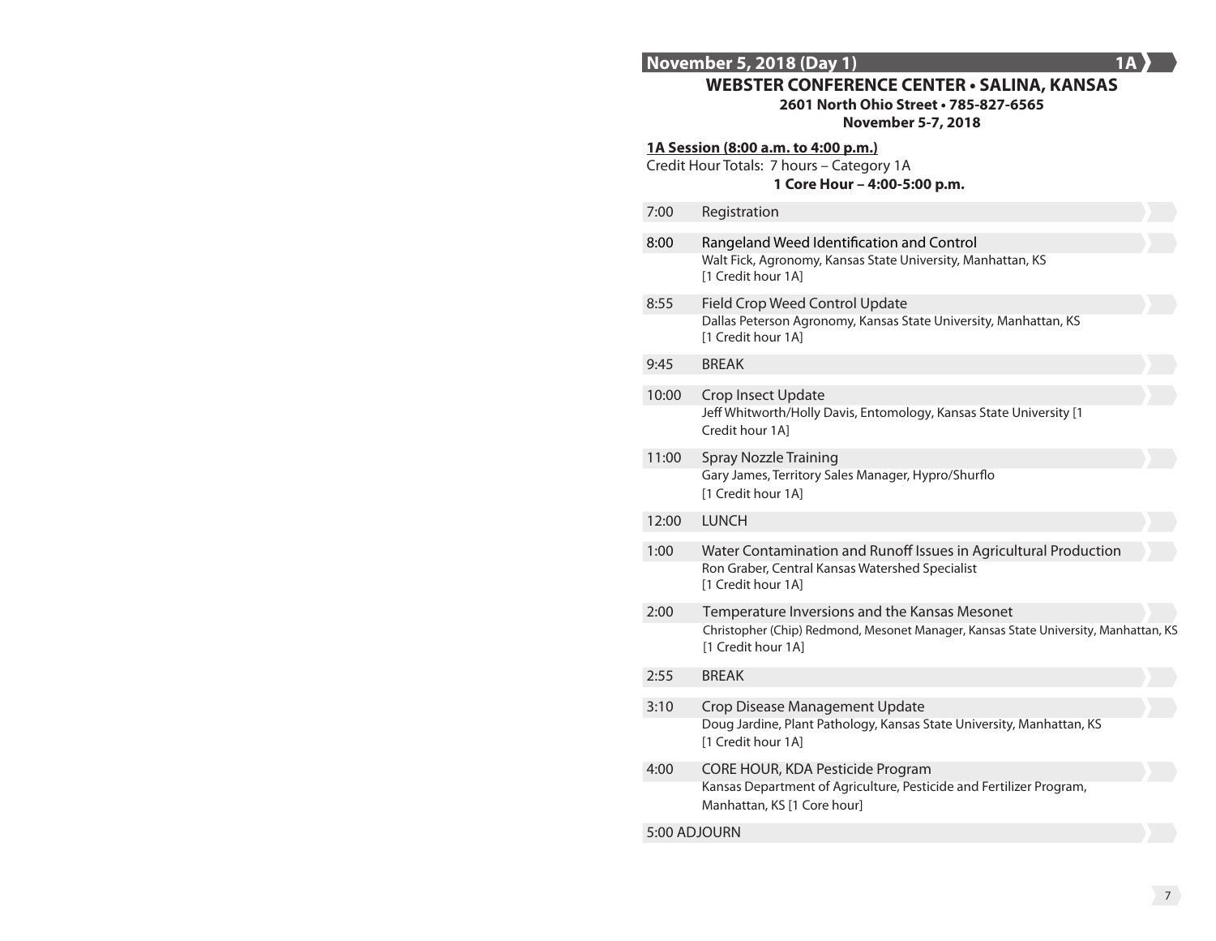## November 5, 2018 (Day 1) 1A

# WEBSTER CONFERENCE CENTER • SALINA, KANSAS

**2601 North Ohio Street • 785-827-6565**

**November 5-7, 2018**

**1A Session (8:00 a.m. to 4:00 p.m.)**

Credit Hour Totals: 7 hours – Category 1A

**1 Core Hour – 4:00-5:00 p.m.**

7:00 Registration

8:00 Rangeland Weed Identification and Control
Walt Fick, Agronomy, Kansas State University, Manhattan, KS
[1 Credit hour 1A]

8:55 Field Crop Weed Control Update
Dallas Peterson Agronomy, Kansas State University, Manhattan, KS
[1 Credit hour 1A]

9:45 BREAK

10:00 Crop Insect Update
Jeff Whitworth/Holly Davis, Entomology, Kansas State University [1 Credit hour 1A]

11:00 Spray Nozzle Training
Gary James, Territory Sales Manager, Hypro/Shurflo
[1 Credit hour 1A]

12:00 LUNCH

1:00 Water Contamination and Runoff Issues in Agricultural Production
Ron Graber, Central Kansas Watershed Specialist
[1 Credit hour 1A]

2:00 Temperature Inversions and the Kansas Mesonet
Christopher (Chip) Redmond, Mesonet Manager, Kansas State University, Manhattan, KS
[1 Credit hour 1A]

2:55 BREAK

3:10 Crop Disease Management Update
Doug Jardine, Plant Pathology, Kansas State University, Manhattan, KS
[1 Credit hour 1A]

4:00 CORE HOUR, KDA Pesticide Program
Kansas Department of Agriculture, Pesticide and Fertilizer Program, Manhattan, KS [1 Core hour]

5:00 ADJOURN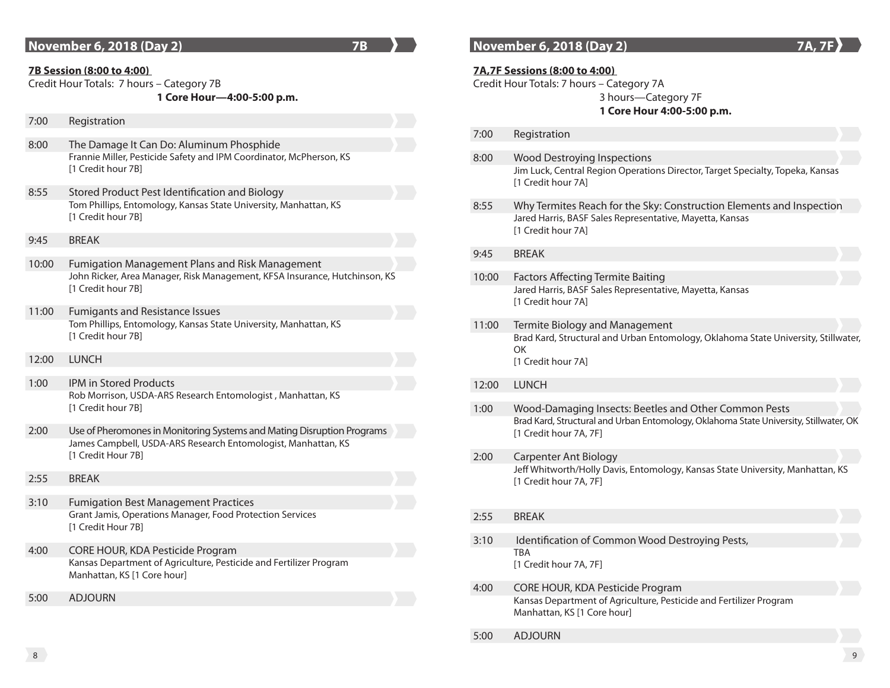## November 6, 2018 (Day 2) — 7B

**7B Session (8:00 to 4:00)**

Credit Hour Totals: 7 hours – Category 7B

**1 Core Hour—4:00-5:00 p.m.**

7:00 Registration

8:00 The Damage It Can Do: Aluminum Phosphide
Frannie Miller, Pesticide Safety and IPM Coordinator, McPherson, KS
[1 Credit hour 7B]

8:55 Stored Product Pest Identification and Biology
Tom Phillips, Entomology, Kansas State University, Manhattan, KS
[1 Credit hour 7B]

9:45 BREAK

10:00 Fumigation Management Plans and Risk Management
John Ricker, Area Manager, Risk Management, KFSA Insurance, Hutchinson, KS
[1 Credit hour 7B]

11:00 Fumigants and Resistance Issues
Tom Phillips, Entomology, Kansas State University, Manhattan, KS
[1 Credit hour 7B]

12:00 LUNCH

1:00 IPM in Stored Products
Rob Morrison, USDA-ARS Research Entomologist , Manhattan, KS
[1 Credit hour 7B]

2:00 Use of Pheromones in Monitoring Systems and Mating Disruption Programs
James Campbell, USDA-ARS Research Entomologist, Manhattan, KS
[1 Credit Hour 7B]

2:55 BREAK

3:10 Fumigation Best Management Practices
Grant Jamis, Operations Manager, Food Protection Services
[1 Credit Hour 7B]

4:00 CORE HOUR, KDA Pesticide Program
Kansas Department of Agriculture, Pesticide and Fertilizer Program
Manhattan, KS [1 Core hour]

5:00 ADJOURN

## November 6, 2018 (Day 2) — 7A, 7F

**7A,7F Sessions (8:00 to 4:00)**

Credit Hour Totals: 7 hours – Category 7A

3 hours—Category 7F

**1 Core Hour 4:00-5:00 p.m.**

7:00 Registration

8:00 Wood Destroying Inspections
Jim Luck, Central Region Operations Director, Target Specialty, Topeka, Kansas
[1 Credit hour 7A]

8:55 Why Termites Reach for the Sky: Construction Elements and Inspection
Jared Harris, BASF Sales Representative, Mayetta, Kansas
[1 Credit hour 7A]

9:45 BREAK

10:00 Factors Affecting Termite Baiting
Jared Harris, BASF Sales Representative, Mayetta, Kansas
[1 Credit hour 7A]

11:00 Termite Biology and Management
Brad Kard, Structural and Urban Entomology, Oklahoma State University, Stillwater, OK
[1 Credit hour 7A]

12:00 LUNCH

1:00 Wood-Damaging Insects: Beetles and Other Common Pests
Brad Kard, Structural and Urban Entomology, Oklahoma State University, Stillwater, OK
[1 Credit hour 7A, 7F]

2:00 Carpenter Ant Biology
Jeff Whitworth/Holly Davis, Entomology, Kansas State University, Manhattan, KS
[1 Credit hour 7A, 7F]

2:55 BREAK

3:10 Identification of Common Wood Destroying Pests,
TBA
[1 Credit hour 7A, 7F]

4:00 CORE HOUR, KDA Pesticide Program
Kansas Department of Agriculture, Pesticide and Fertilizer Program
Manhattan, KS [1 Core hour]

5:00 ADJOURN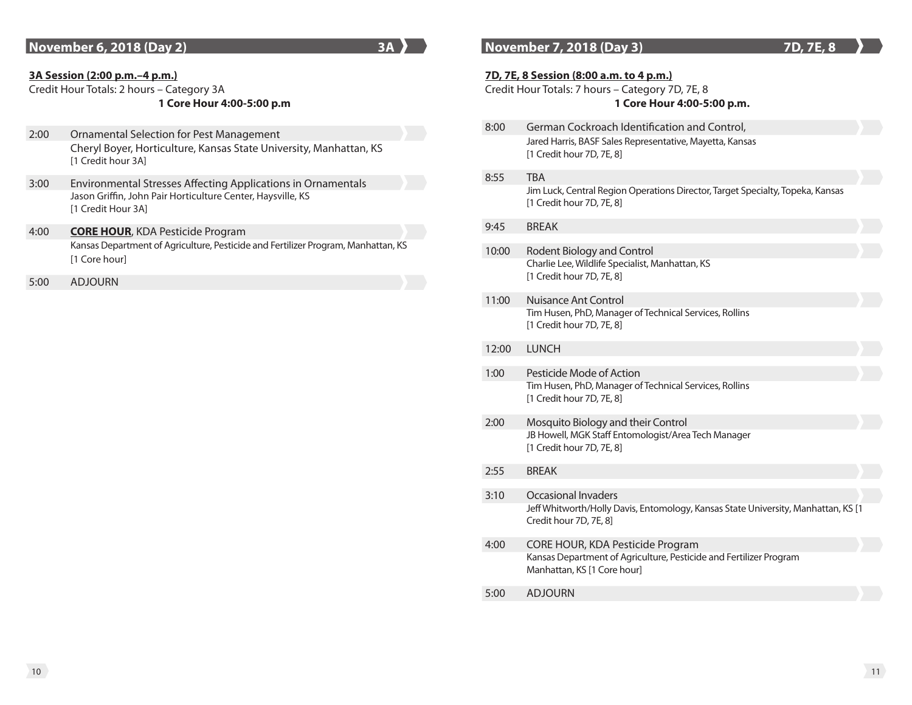## November 6, 2018 (Day 2) — 3A

**3A Session (2:00 p.m.–4 p.m.)**

Credit Hour Totals: 2 hours – Category 3A

**1 Core Hour 4:00-5:00 p.m**

2:00 Ornamental Selection for Pest Management
Cheryl Boyer, Horticulture, Kansas State University, Manhattan, KS
[1 Credit hour 3A]

3:00 Environmental Stresses Affecting Applications in Ornamentals
Jason Griffin, John Pair Horticulture Center, Haysville, KS
[1 Credit Hour 3A]

4:00 **CORE HOUR**, KDA Pesticide Program
Kansas Department of Agriculture, Pesticide and Fertilizer Program, Manhattan, KS
[1 Core hour]

5:00 ADJOURN

## November 7, 2018 (Day 3) — 7D, 7E, 8

**7D, 7E, 8 Session (8:00 a.m. to 4 p.m.)**

Credit Hour Totals: 7 hours – Category 7D, 7E, 8

**1 Core Hour 4:00-5:00 p.m.**

8:00 German Cockroach Identification and Control,
Jared Harris, BASF Sales Representative, Mayetta, Kansas
[1 Credit hour 7D, 7E, 8]

8:55 TBA
Jim Luck, Central Region Operations Director, Target Specialty, Topeka, Kansas
[1 Credit hour 7D, 7E, 8]

9:45 BREAK

10:00 Rodent Biology and Control
Charlie Lee, Wildlife Specialist, Manhattan, KS
[1 Credit hour 7D, 7E, 8]

11:00 Nuisance Ant Control
Tim Husen, PhD, Manager of Technical Services, Rollins
[1 Credit hour 7D, 7E, 8]

12:00 LUNCH

1:00 Pesticide Mode of Action
Tim Husen, PhD, Manager of Technical Services, Rollins
[1 Credit hour 7D, 7E, 8]

2:00 Mosquito Biology and their Control
JB Howell, MGK Staff Entomologist/Area Tech Manager
[1 Credit hour 7D, 7E, 8]

2:55 BREAK

3:10 Occasional Invaders
Jeff Whitworth/Holly Davis, Entomology, Kansas State University, Manhattan, KS [1 Credit hour 7D, 7E, 8]

4:00 CORE HOUR, KDA Pesticide Program
Kansas Department of Agriculture, Pesticide and Fertilizer Program
Manhattan, KS [1 Core hour]

5:00 ADJOURN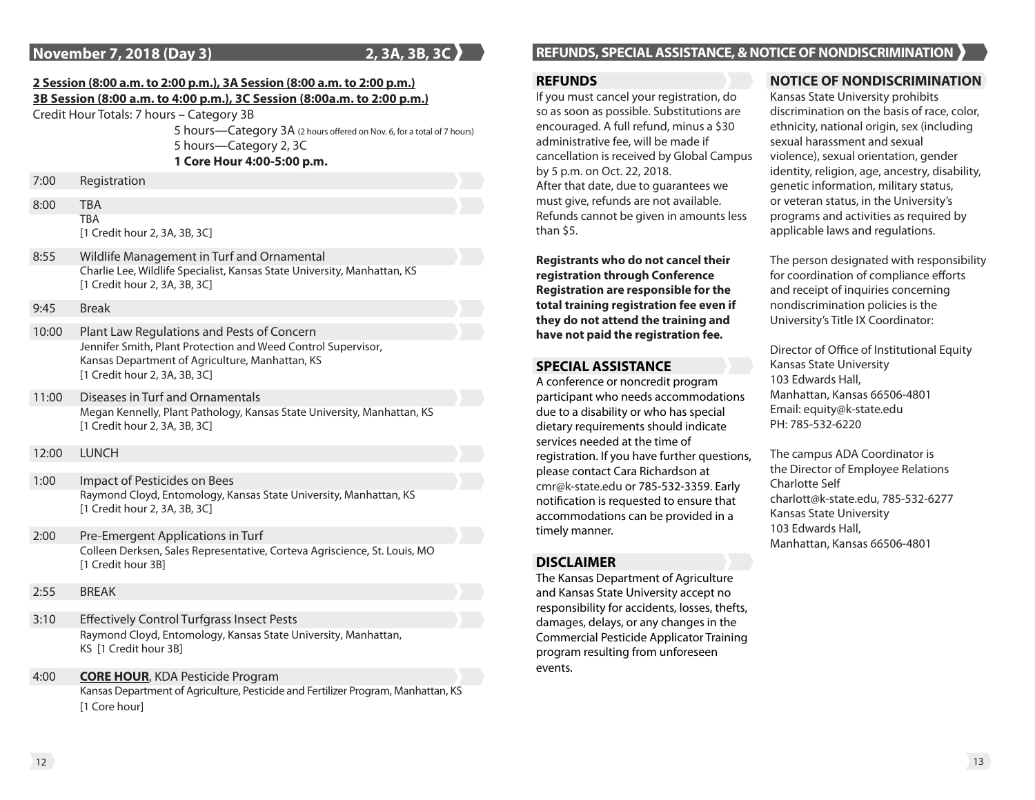## November 7, 2018 (Day 3) — 2, 3A, 3B, 3C

**2 Session (8:00 a.m. to 2:00 p.m.), 3A Session (8:00 a.m. to 2:00 p.m.)**
**3B Session (8:00 a.m. to 4:00 p.m.), 3C Session (8:00a.m. to 2:00 p.m.)**

Credit Hour Totals: 7 hours – Category 3B
5 hours—Category 3A (2 hours offered on Nov. 6, for a total of 7 hours)
5 hours—Category 2, 3C
**1 Core Hour 4:00-5:00 p.m.**

7:00 Registration

8:00 TBA
TBA
[1 Credit hour 2, 3A, 3B, 3C]

8:55 Wildlife Management in Turf and Ornamental
Charlie Lee, Wildlife Specialist, Kansas State University, Manhattan, KS
[1 Credit hour 2, 3A, 3B, 3C]

9:45 Break

10:00 Plant Law Regulations and Pests of Concern
Jennifer Smith, Plant Protection and Weed Control Supervisor, Kansas Department of Agriculture, Manhattan, KS
[1 Credit hour 2, 3A, 3B, 3C]

11:00 Diseases in Turf and Ornamentals
Megan Kennelly, Plant Pathology, Kansas State University, Manhattan, KS
[1 Credit hour 2, 3A, 3B, 3C]

12:00 LUNCH

1:00 Impact of Pesticides on Bees
Raymond Cloyd, Entomology, Kansas State University, Manhattan, KS
[1 Credit hour 2, 3A, 3B, 3C]

2:00 Pre-Emergent Applications in Turf
Colleen Derksen, Sales Representative, Corteva Agriscience, St. Louis, MO
[1 Credit hour 3B]

2:55 BREAK

3:10 Effectively Control Turfgrass Insect Pests
Raymond Cloyd, Entomology, Kansas State University, Manhattan, KS [1 Credit hour 3B]

4:00 **CORE HOUR**, KDA Pesticide Program
Kansas Department of Agriculture, Pesticide and Fertilizer Program, Manhattan, KS
[1 Core hour]

## REFUNDS, SPECIAL ASSISTANCE, & NOTICE OF NONDISCRIMINATION

### REFUNDS

If you must cancel your registration, do so as soon as possible. Substitutions are encouraged. A full refund, minus a $30 administrative fee, will be made if cancellation is received by Global Campus by 5 p.m. on Oct. 22, 2018. After that date, due to guarantees we must give, refunds are not available. Refunds cannot be given in amounts less than $5.

**Registrants who do not cancel their registration through Conference Registration are responsible for the total training registration fee even if they do not attend the training and have not paid the registration fee.**

### SPECIAL ASSISTANCE

A conference or noncredit program participant who needs accommodations due to a disability or who has special dietary requirements should indicate services needed at the time of registration. If you have further questions, please contact Cara Richardson at cmr@k-state.edu or 785-532-3359. Early notification is requested to ensure that accommodations can be provided in a timely manner.

### DISCLAIMER

The Kansas Department of Agriculture and Kansas State University accept no responsibility for accidents, losses, thefts, damages, delays, or any changes in the Commercial Pesticide Applicator Training program resulting from unforeseen events.

### NOTICE OF NONDISCRIMINATION

Kansas State University prohibits discrimination on the basis of race, color, ethnicity, national origin, sex (including sexual harassment and sexual violence), sexual orientation, gender identity, religion, age, ancestry, disability, genetic information, military status, or veteran status, in the University's programs and activities as required by applicable laws and regulations.

The person designated with responsibility for coordination of compliance efforts and receipt of inquiries concerning nondiscrimination policies is the University's Title IX Coordinator:

Director of Office of Institutional Equity
Kansas State University
103 Edwards Hall,
Manhattan, Kansas 66506-4801
Email: equity@k-state.edu
PH: 785-532-6220

The campus ADA Coordinator is the Director of Employee Relations
Charlotte Self
charlott@k-state.edu, 785-532-6277
Kansas State University
103 Edwards Hall,
Manhattan, Kansas 66506-4801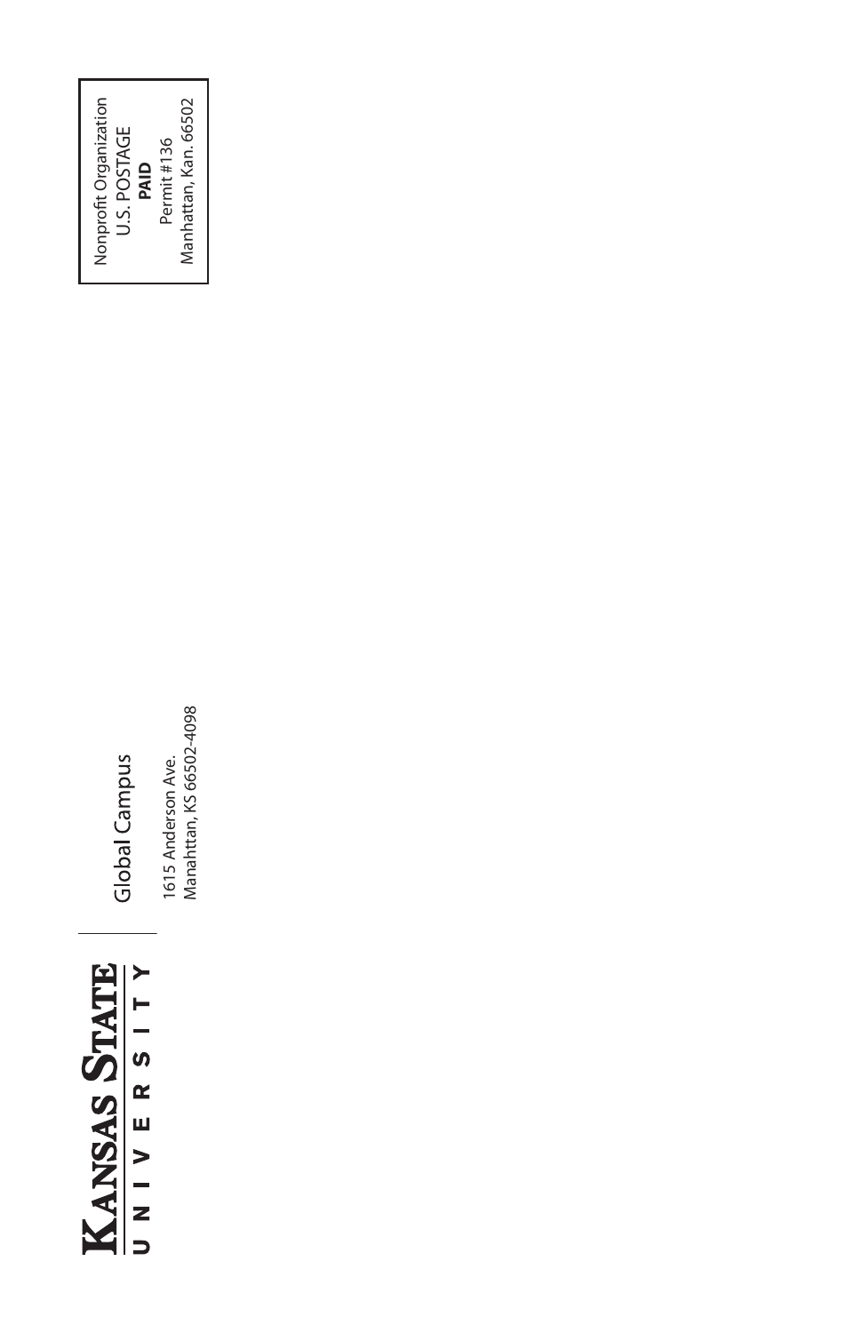Nonprofit Organization
U.S. POSTAGE
**PAID**
Permit #136
Manhattan, Kan. 66502

KANSAS STATE
UNIVERSITY

Global Campus

1615 Anderson Ave.
Manahttan, KS 66502-4098